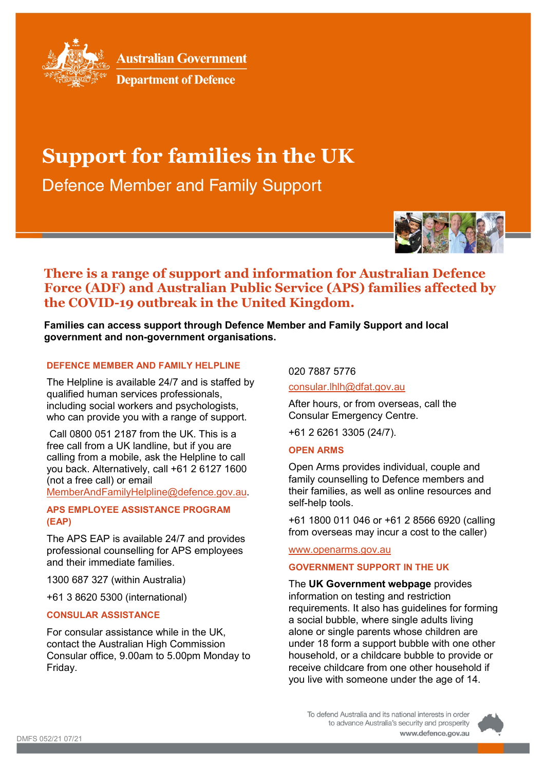Australian Government
Department of Defence

# Support for families in the UK

## Defence Member and Family Support

### There is a range of support and information for Australian Defence Force (ADF) and Australian Public Service (APS) families affected by the COVID-19 outbreak in the United Kingdom.

**Families can access support through Defence Member and Family Support and local government and non-government organisations.**

#### DEFENCE MEMBER AND FAMILY HELPLINE

The Helpline is available 24/7 and is staffed by qualified human services professionals, including social workers and psychologists, who can provide you with a range of support.

Call 0800 051 2187 from the UK. This is a free call from a UK landline, but if you are calling from a mobile, ask the Helpline to call you back. Alternatively, call +61 2 6127 1600 (not a free call) or email MemberAndFamilyHelpline@defence.gov.au.

#### APS EMPLOYEE ASSISTANCE PROGRAM (EAP)

The APS EAP is available 24/7 and provides professional counselling for APS employees and their immediate families.

1300 687 327 (within Australia)

+61 3 8620 5300 (international)

#### CONSULAR ASSISTANCE

For consular assistance while in the UK, contact the Australian High Commission Consular office, 9.00am to 5.00pm Monday to Friday.

020 7887 5776

consular.lhlh@dfat.gov.au

After hours, or from overseas, call the Consular Emergency Centre.

+61 2 6261 3305 (24/7).

#### OPEN ARMS

Open Arms provides individual, couple and family counselling to Defence members and their families, as well as online resources and self-help tools.

+61 1800 011 046 or +61 2 8566 6920 (calling from overseas may incur a cost to the caller)

www.openarms.gov.au

#### GOVERNMENT SUPPORT IN THE UK

The **UK Government webpage** provides information on testing and restriction requirements. It also has guidelines for forming a social bubble, where single adults living alone or single parents whose children are under 18 form a support bubble with one other household, or a childcare bubble to provide or receive childcare from one other household if you live with someone under the age of 14.

DMFS 052/21 07/21

To defend Australia and its national interests in order to advance Australia's security and prosperity
www.defence.gov.au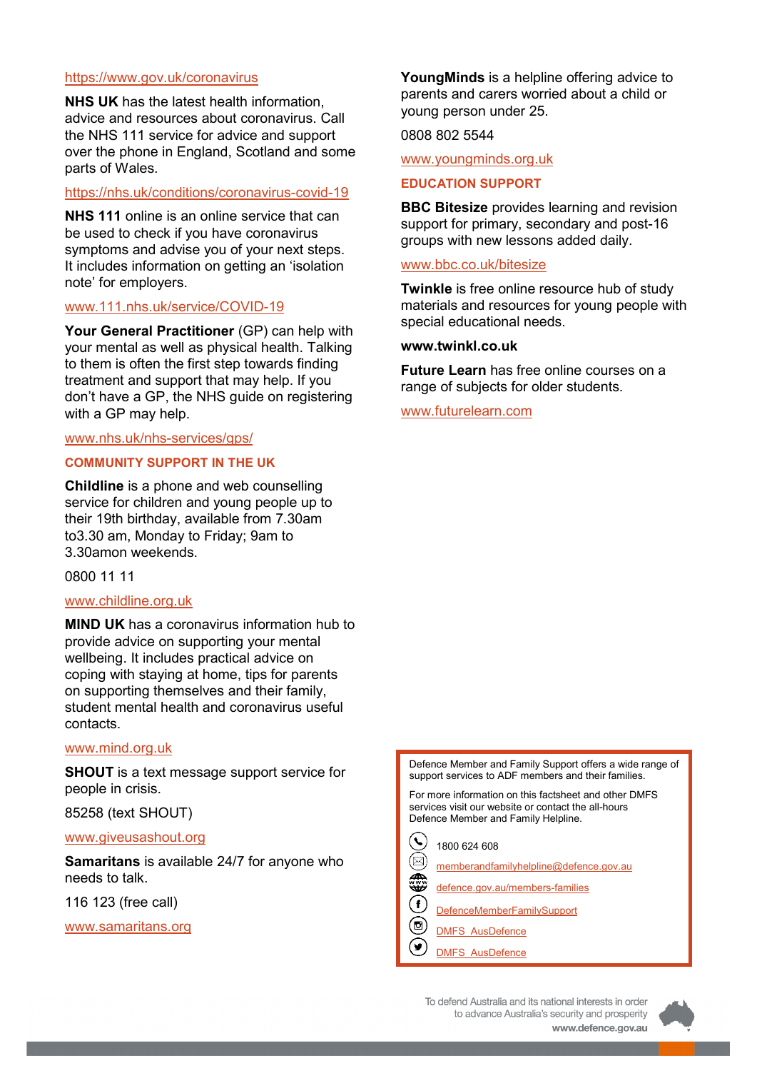https://www.gov.uk/coronavirus

**NHS UK** has the latest health information, advice and resources about coronavirus. Call the NHS 111 service for advice and support over the phone in England, Scotland and some parts of Wales.

https://nhs.uk/conditions/coronavirus-covid-19

**NHS 111** online is an online service that can be used to check if you have coronavirus symptoms and advise you of your next steps. It includes information on getting an 'isolation note' for employers.

www.111.nhs.uk/service/COVID-19

**Your General Practitioner** (GP) can help with your mental as well as physical health. Talking to them is often the first step towards finding treatment and support that may help. If you don't have a GP, the NHS guide on registering with a GP may help.

www.nhs.uk/nhs-services/gps/

## COMMUNITY SUPPORT IN THE UK

**Childline** is a phone and web counselling service for children and young people up to their 19th birthday, available from 7.30am to3.30 am, Monday to Friday; 9am to 3.30amon weekends.

0800 11 11

www.childline.org.uk

**MIND UK** has a coronavirus information hub to provide advice on supporting your mental wellbeing. It includes practical advice on coping with staying at home, tips for parents on supporting themselves and their family, student mental health and coronavirus useful contacts.

www.mind.org.uk

**SHOUT** is a text message support service for people in crisis.

85258 (text SHOUT)

www.giveusashout.org

**Samaritans** is available 24/7 for anyone who needs to talk.

116 123 (free call)

www.samaritans.org

**YoungMinds** is a helpline offering advice to parents and carers worried about a child or young person under 25.

0808 802 5544

www.youngminds.org.uk

## EDUCATION SUPPORT

**BBC Bitesize** provides learning and revision support for primary, secondary and post-16 groups with new lessons added daily.

www.bbc.co.uk/bitesize

**Twinkle** is free online resource hub of study materials and resources for young people with special educational needs.

**www.twinkl.co.uk**

**Future Learn** has free online courses on a range of subjects for older students.

www.futurelearn.com

Defence Member and Family Support offers a wide range of support services to ADF members and their families.

For more information on this factsheet and other DMFS services visit our website or contact the all-hours Defence Member and Family Helpline.

- 1800 624 608
- memberandfamilyhelpline@defence.gov.au
- defence.gov.au/members-families
- DefenceMemberFamilySupport
- DMFS_AusDefence
- DMFS_AusDefence